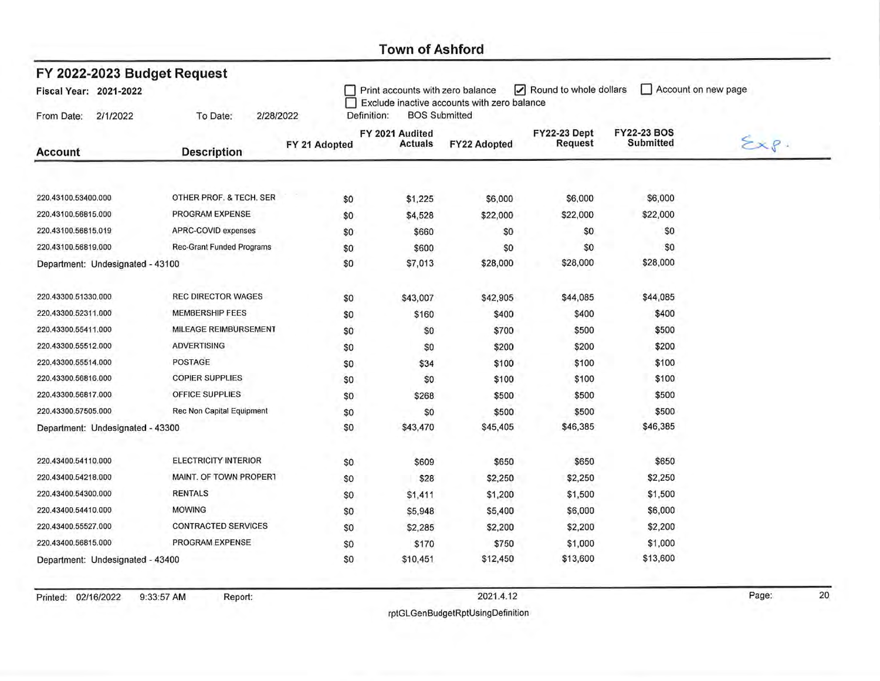# Town of Ashford

## FY 2022-2023 Budget Request

**Fiscal Year:** 2021-2022

From Date: 2/1/2022 To Date: 2/28/2022

☐ Print accounts with zero balance ☑ Round to whole dollars ☐ Account on new page
☐ Exclude inactive accounts with zero balance
Definition: BOS Submitted

Exp.

| Account | Description | FY 21 Adopted | FY 2021 Audited Actuals | FY22 Adopted | FY22-23 Dept Request | FY22-23 BOS Submitted |
|---|---|---|---|---|---|---|
| 220.43100.53400.000 | OTHER PROF. & TECH. SER | $0 | $1,225 | $6,000 | $6,000 | $6,000 |
| 220.43100.56815.000 | PROGRAM EXPENSE | $0 | $4,528 | $22,000 | $22,000 | $22,000 |
| 220.43100.56815.019 | APRC-COVID expenses | $0 | $660 | $0 | $0 | $0 |
| 220.43100.56819.000 | Rec-Grant Funded Programs | $0 | $600 | $0 | $0 | $0 |
| Department: Undesignated - 43100 | | $0 | $7,013 | $28,000 | $28,000 | $28,000 |
| 220.43300.51330.000 | REC DIRECTOR WAGES | $0 | $43,007 | $42,905 | $44,085 | $44,085 |
| 220.43300.52311.000 | MEMBERSHIP FEES | $0 | $160 | $400 | $400 | $400 |
| 220.43300.55411.000 | MILEAGE REIMBURSEMENT | $0 | $0 | $700 | $500 | $500 |
| 220.43300.55512.000 | ADVERTISING | $0 | $0 | $200 | $200 | $200 |
| 220.43300.55514.000 | POSTAGE | $0 | $34 | $100 | $100 | $100 |
| 220.43300.56816.000 | COPIER SUPPLIES | $0 | $0 | $100 | $100 | $100 |
| 220.43300.56817.000 | OFFICE SUPPLIES | $0 | $268 | $500 | $500 | $500 |
| 220.43300.57505.000 | Rec Non Capital Equipment | $0 | $0 | $500 | $500 | $500 |
| Department: Undesignated - 43300 | | $0 | $43,470 | $45,405 | $46,385 | $46,385 |
| 220.43400.54110.000 | ELECTRICITY INTERIOR | $0 | $609 | $650 | $650 | $650 |
| 220.43400.54218.000 | MAINT. OF TOWN PROPERT | $0 | $28 | $2,250 | $2,250 | $2,250 |
| 220.43400.54300.000 | RENTALS | $0 | $1,411 | $1,200 | $1,500 | $1,500 |
| 220.43400.54410.000 | MOWING | $0 | $5,948 | $5,400 | $6,000 | $6,000 |
| 220.43400.55527.000 | CONTRACTED SERVICES | $0 | $2,285 | $2,200 | $2,200 | $2,200 |
| 220.43400.56815.000 | PROGRAM EXPENSE | $0 | $170 | $750 | $1,000 | $1,000 |
| Department: Undesignated - 43400 | | $0 | $10,451 | $12,450 | $13,600 | $13,600 |

Printed: 02/16/2022 9:33:57 AM Report: 2021.4.12 rptGLGenBudgetRptUsingDefinition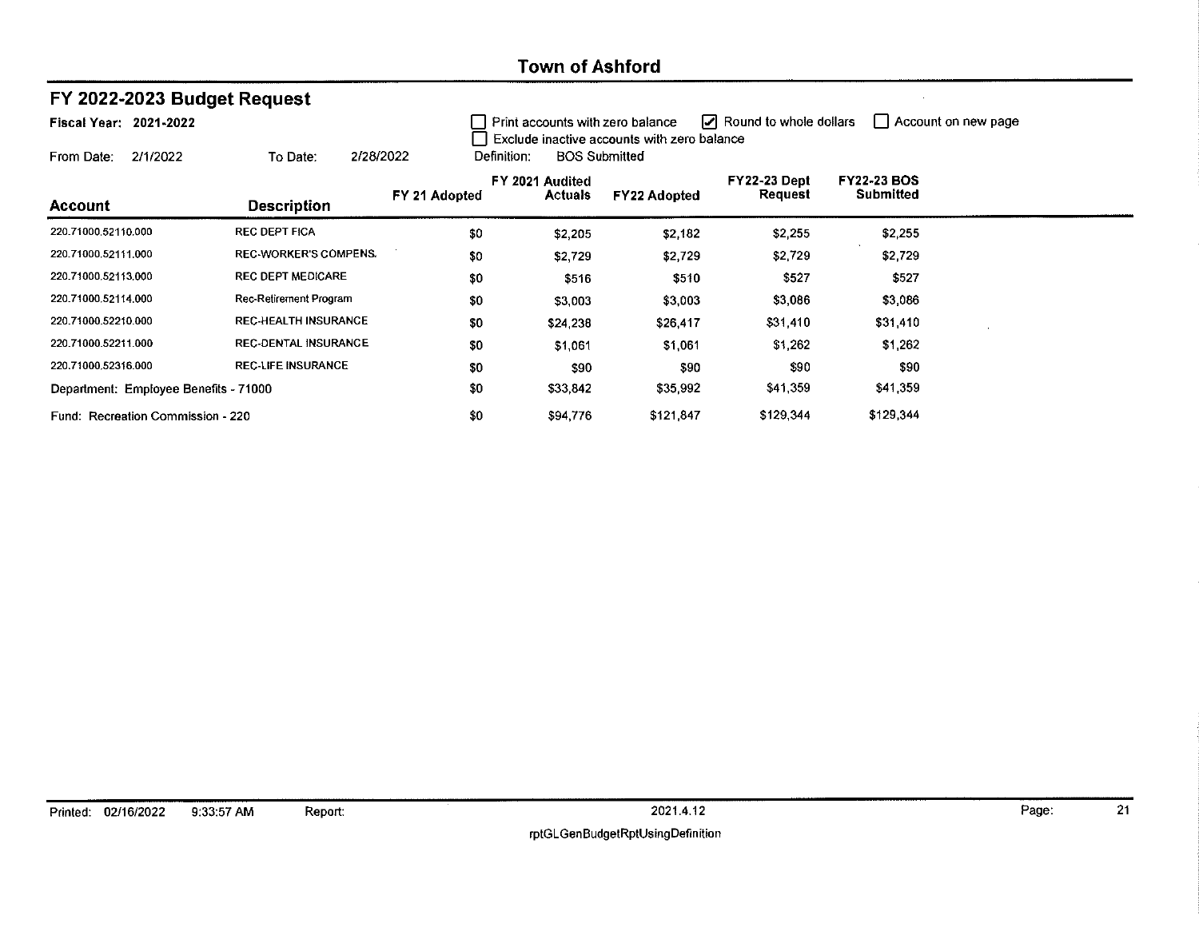# Town of Ashford

## FY 2022-2023 Budget Request

**Fiscal Year:** 2021-2022

From Date: 2/1/2022 To Date: 2/28/2022

☐ Print accounts with zero balance ☑ Round to whole dollars ☐ Account on new page
☐ Exclude inactive accounts with zero balance

Definition: BOS Submitted

| Account | Description | FY 21 Adopted | FY 2021 Audited Actuals | FY22 Adopted | FY22-23 Dept Request | FY22-23 BOS Submitted |
|---|---|---|---|---|---|---|
| 220.71000.52110.000 | REC DEPT FICA | $0 | $2,205 | $2,182 | $2,255 | $2,255 |
| 220.71000.52111.000 | REC-WORKER'S COMPENS. | $0 | $2,729 | $2,729 | $2,729 | $2,729 |
| 220.71000.52113.000 | REC DEPT MEDICARE | $0 | $516 | $510 | $527 | $527 |
| 220.71000.52114.000 | Rec-Retirement Program | $0 | $3,003 | $3,003 | $3,086 | $3,086 |
| 220.71000.52210.000 | REC-HEALTH INSURANCE | $0 | $24,238 | $26,417 | $31,410 | $31,410 |
| 220.71000.52211.000 | REC-DENTAL INSURANCE | $0 | $1,061 | $1,061 | $1,262 | $1,262 |
| 220.71000.52316.000 | REC-LIFE INSURANCE | $0 | $90 | $90 | $90 | $90 |
| Department: Employee Benefits - 71000 | | $0 | $33,842 | $35,992 | $41,359 | $41,359 |
| Fund: Recreation Commission - 220 | | $0 | $94,776 | $121,847 | $129,344 | $129,344 |

Printed: 02/16/2022 9:33:57 AM Report: rptGLGenBudgetRptUsingDefinition 2021.4.12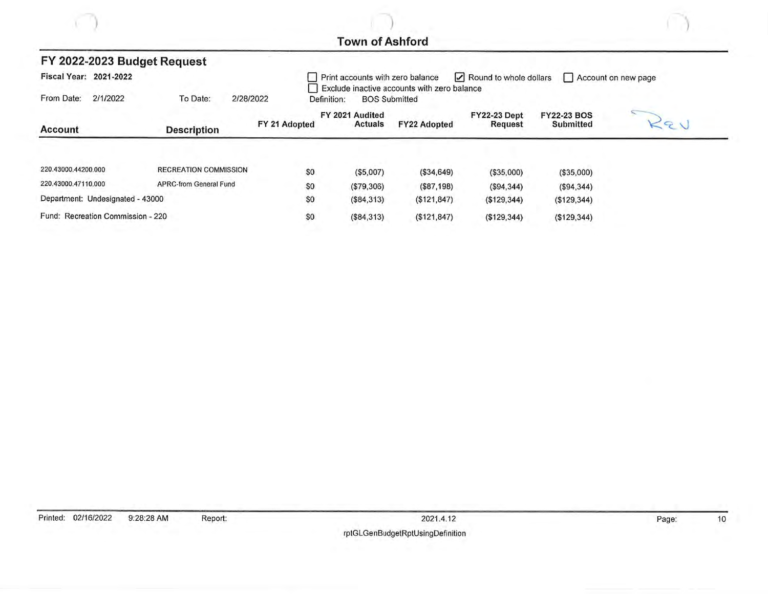Town of Ashford

## FY 2022-2023 Budget Request

**Fiscal Year:** 2021-2022

From Date: 2/1/2022 To Date: 2/28/2022

☐ Print accounts with zero balance ☑ Round to whole dollars ☐ Account on new page
☐ Exclude inactive accounts with zero balance
Definition: BOS Submitted

REV

| Account | Description | FY 21 Adopted | FY 2021 Audited Actuals | FY22 Adopted | FY22-23 Dept Request | FY22-23 BOS Submitted |
|---|---|---|---|---|---|---|
| 220.43000.44200.000 | RECREATION COMMISSION | $0 | ($5,007) | ($34,649) | ($35,000) | ($35,000) |
| 220.43000.47110.000 | APRC-from General Fund | $0 | ($79,306) | ($87,198) | ($94,344) | ($94,344) |
| Department: Undesignated - 43000 | | $0 | ($84,313) | ($121,847) | ($129,344) | ($129,344) |
| Fund: Recreation Commission - 220 | | $0 | ($84,313) | ($121,847) | ($129,344) | ($129,344) |

Printed: 02/16/2022 9:28:28 AM Report: 2021.4.12 rptGLGenBudgetRptUsingDefinition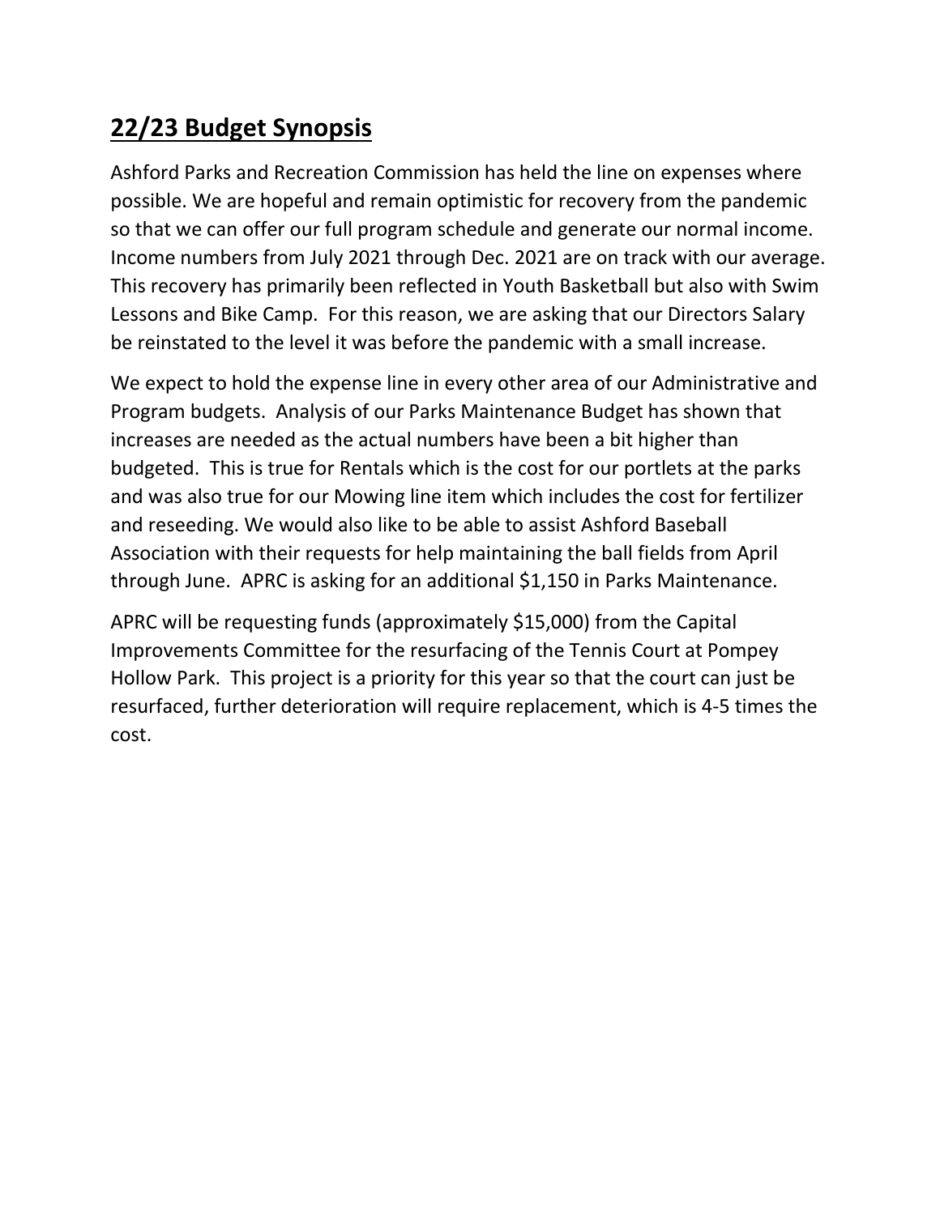## 22/23 Budget Synopsis

Ashford Parks and Recreation Commission has held the line on expenses where possible. We are hopeful and remain optimistic for recovery from the pandemic so that we can offer our full program schedule and generate our normal income. Income numbers from July 2021 through Dec. 2021 are on track with our average. This recovery has primarily been reflected in Youth Basketball but also with Swim Lessons and Bike Camp. For this reason, we are asking that our Directors Salary be reinstated to the level it was before the pandemic with a small increase.

We expect to hold the expense line in every other area of our Administrative and Program budgets. Analysis of our Parks Maintenance Budget has shown that increases are needed as the actual numbers have been a bit higher than budgeted. This is true for Rentals which is the cost for our portlets at the parks and was also true for our Mowing line item which includes the cost for fertilizer and reseeding. We would also like to be able to assist Ashford Baseball Association with their requests for help maintaining the ball fields from April through June. APRC is asking for an additional $1,150 in Parks Maintenance.

APRC will be requesting funds (approximately $15,000) from the Capital Improvements Committee for the resurfacing of the Tennis Court at Pompey Hollow Park. This project is a priority for this year so that the court can just be resurfaced, further deterioration will require replacement, which is 4-5 times the cost.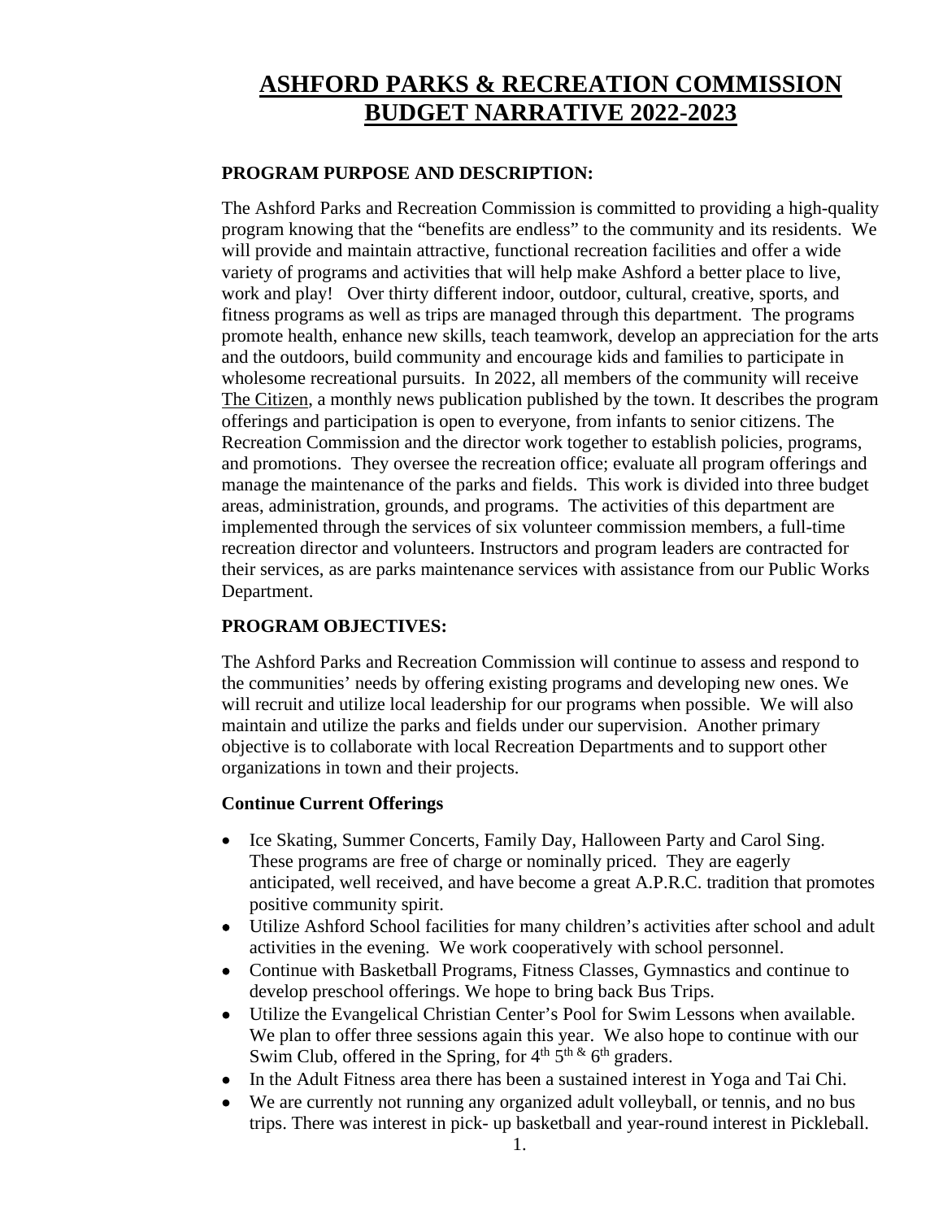# ASHFORD PARKS & RECREATION COMMISSION BUDGET NARRATIVE 2022-2023

**PROGRAM PURPOSE AND DESCRIPTION:**

The Ashford Parks and Recreation Commission is committed to providing a high-quality program knowing that the "benefits are endless" to the community and its residents. We will provide and maintain attractive, functional recreation facilities and offer a wide variety of programs and activities that will help make Ashford a better place to live, work and play! Over thirty different indoor, outdoor, cultural, creative, sports, and fitness programs as well as trips are managed through this department. The programs promote health, enhance new skills, teach teamwork, develop an appreciation for the arts and the outdoors, build community and encourage kids and families to participate in wholesome recreational pursuits. In 2022, all members of the community will receive The Citizen, a monthly news publication published by the town. It describes the program offerings and participation is open to everyone, from infants to senior citizens. The Recreation Commission and the director work together to establish policies, programs, and promotions. They oversee the recreation office; evaluate all program offerings and manage the maintenance of the parks and fields. This work is divided into three budget areas, administration, grounds, and programs. The activities of this department are implemented through the services of six volunteer commission members, a full-time recreation director and volunteers. Instructors and program leaders are contracted for their services, as are parks maintenance services with assistance from our Public Works Department.

**PROGRAM OBJECTIVES:**

The Ashford Parks and Recreation Commission will continue to assess and respond to the communities' needs by offering existing programs and developing new ones. We will recruit and utilize local leadership for our programs when possible. We will also maintain and utilize the parks and fields under our supervision. Another primary objective is to collaborate with local Recreation Departments and to support other organizations in town and their projects.

**Continue Current Offerings**

- Ice Skating, Summer Concerts, Family Day, Halloween Party and Carol Sing. These programs are free of charge or nominally priced. They are eagerly anticipated, well received, and have become a great A.P.R.C. tradition that promotes positive community spirit.
- Utilize Ashford School facilities for many children's activities after school and adult activities in the evening. We work cooperatively with school personnel.
- Continue with Basketball Programs, Fitness Classes, Gymnastics and continue to develop preschool offerings. We hope to bring back Bus Trips.
- Utilize the Evangelical Christian Center's Pool for Swim Lessons when available. We plan to offer three sessions again this year. We also hope to continue with our Swim Club, offered in the Spring, for 4th 5th & 6th graders.
- In the Adult Fitness area there has been a sustained interest in Yoga and Tai Chi.
- We are currently not running any organized adult volleyball, or tennis, and no bus trips. There was interest in pick- up basketball and year-round interest in Pickleball.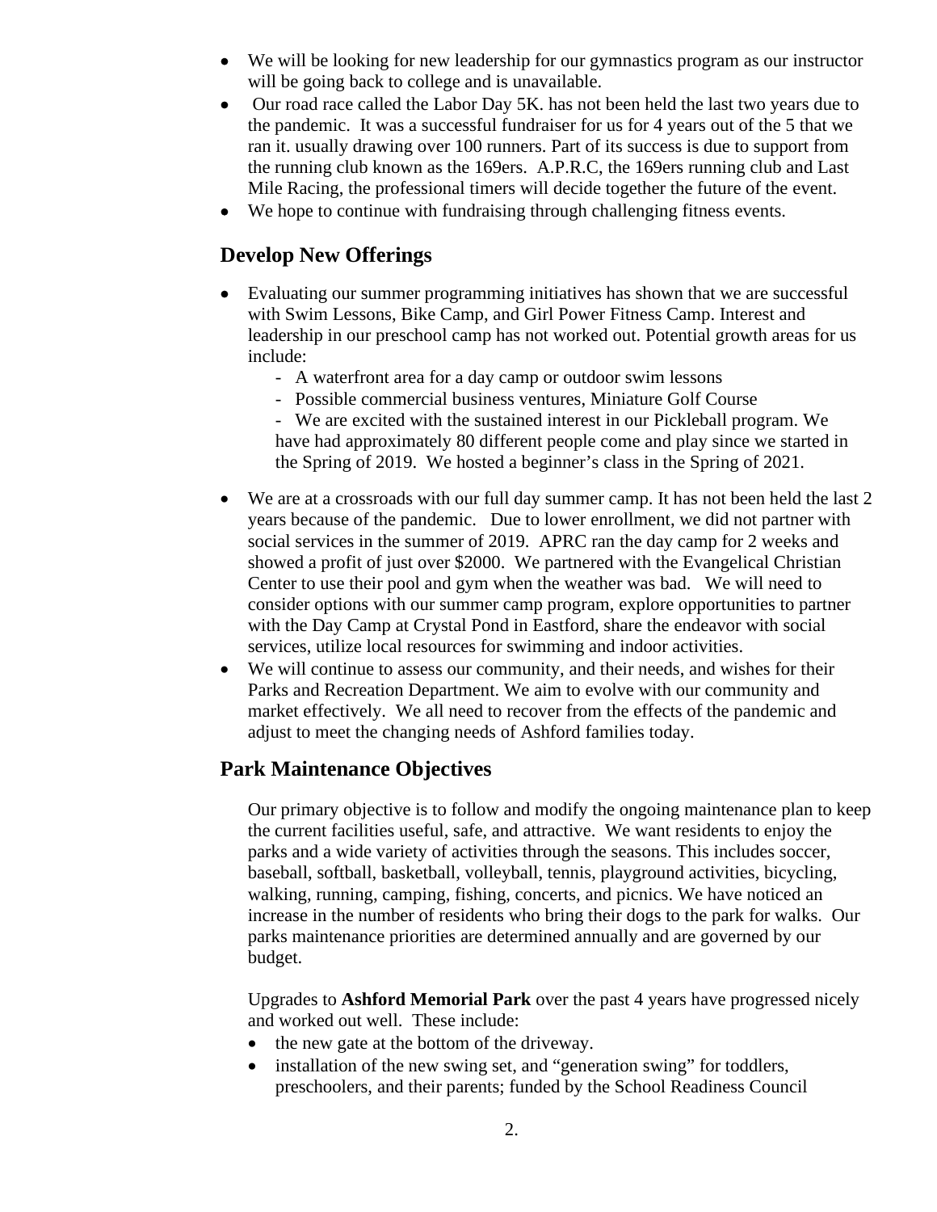- We will be looking for new leadership for our gymnastics program as our instructor will be going back to college and is unavailable.
- Our road race called the Labor Day 5K. has not been held the last two years due to the pandemic. It was a successful fundraiser for us for 4 years out of the 5 that we ran it. usually drawing over 100 runners. Part of its success is due to support from the running club known as the 169ers. A.P.R.C, the 169ers running club and Last Mile Racing, the professional timers will decide together the future of the event.
- We hope to continue with fundraising through challenging fitness events.

## Develop New Offerings

- Evaluating our summer programming initiatives has shown that we are successful with Swim Lessons, Bike Camp, and Girl Power Fitness Camp. Interest and leadership in our preschool camp has not worked out. Potential growth areas for us include:
  - A waterfront area for a day camp or outdoor swim lessons
  - Possible commercial business ventures, Miniature Golf Course
  - We are excited with the sustained interest in our Pickleball program. We have had approximately 80 different people come and play since we started in the Spring of 2019. We hosted a beginner's class in the Spring of 2021.
- We are at a crossroads with our full day summer camp. It has not been held the last 2 years because of the pandemic. Due to lower enrollment, we did not partner with social services in the summer of 2019. APRC ran the day camp for 2 weeks and showed a profit of just over $2000. We partnered with the Evangelical Christian Center to use their pool and gym when the weather was bad. We will need to consider options with our summer camp program, explore opportunities to partner with the Day Camp at Crystal Pond in Eastford, share the endeavor with social services, utilize local resources for swimming and indoor activities.
- We will continue to assess our community, and their needs, and wishes for their Parks and Recreation Department. We aim to evolve with our community and market effectively. We all need to recover from the effects of the pandemic and adjust to meet the changing needs of Ashford families today.

## Park Maintenance Objectives

Our primary objective is to follow and modify the ongoing maintenance plan to keep the current facilities useful, safe, and attractive. We want residents to enjoy the parks and a wide variety of activities through the seasons. This includes soccer, baseball, softball, basketball, volleyball, tennis, playground activities, bicycling, walking, running, camping, fishing, concerts, and picnics. We have noticed an increase in the number of residents who bring their dogs to the park for walks. Our parks maintenance priorities are determined annually and are governed by our budget.

Upgrades to **Ashford Memorial Park** over the past 4 years have progressed nicely and worked out well. These include:

- the new gate at the bottom of the driveway.
- installation of the new swing set, and "generation swing" for toddlers, preschoolers, and their parents; funded by the School Readiness Council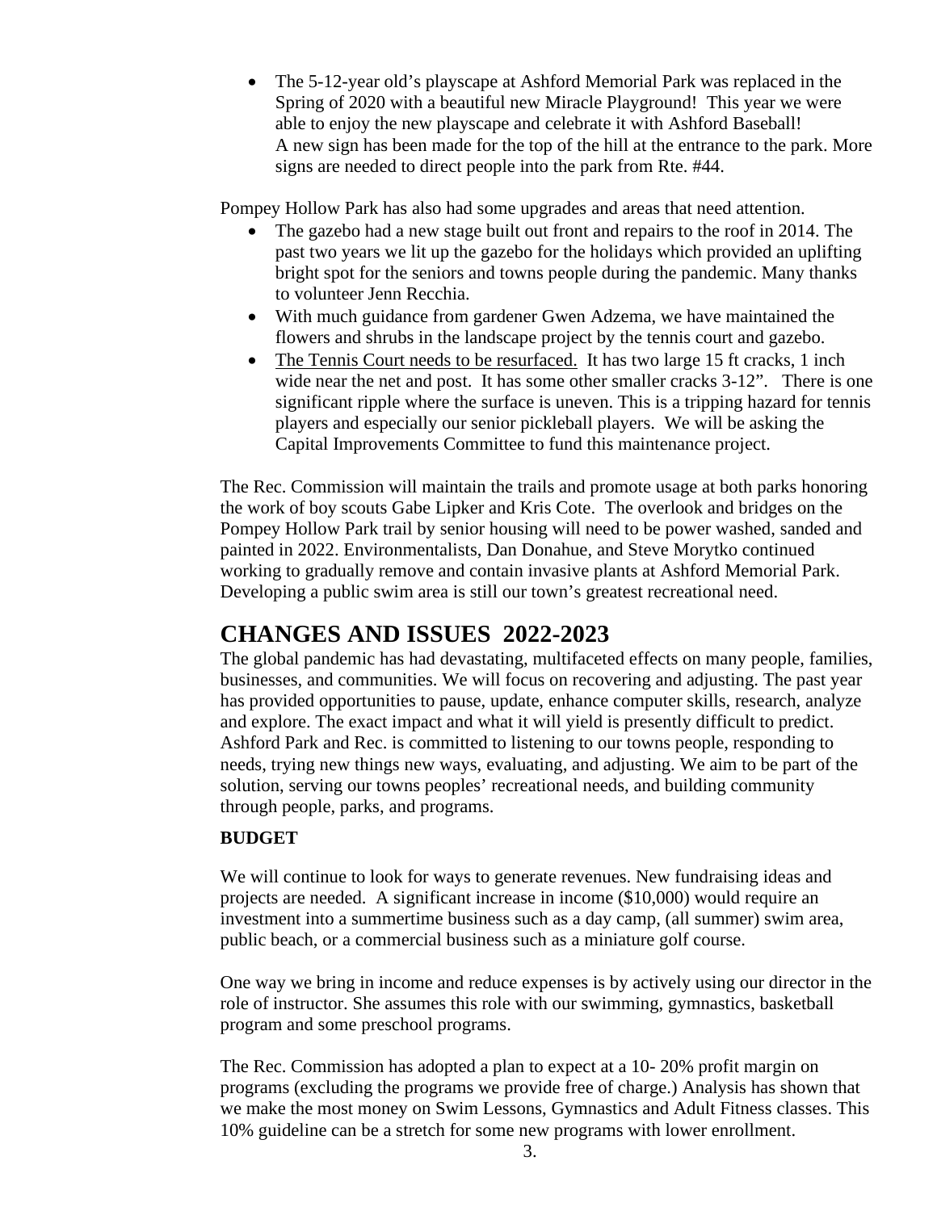- The 5-12-year old's playscape at Ashford Memorial Park was replaced in the Spring of 2020 with a beautiful new Miracle Playground! This year we were able to enjoy the new playscape and celebrate it with Ashford Baseball! A new sign has been made for the top of the hill at the entrance to the park. More signs are needed to direct people into the park from Rte. #44.

Pompey Hollow Park has also had some upgrades and areas that need attention.

- The gazebo had a new stage built out front and repairs to the roof in 2014. The past two years we lit up the gazebo for the holidays which provided an uplifting bright spot for the seniors and towns people during the pandemic. Many thanks to volunteer Jenn Recchia.
- With much guidance from gardener Gwen Adzema, we have maintained the flowers and shrubs in the landscape project by the tennis court and gazebo.
- <u>The Tennis Court needs to be resurfaced.</u> It has two large 15 ft cracks, 1 inch wide near the net and post. It has some other smaller cracks 3-12". There is one significant ripple where the surface is uneven. This is a tripping hazard for tennis players and especially our senior pickleball players. We will be asking the Capital Improvements Committee to fund this maintenance project.

The Rec. Commission will maintain the trails and promote usage at both parks honoring the work of boy scouts Gabe Lipker and Kris Cote. The overlook and bridges on the Pompey Hollow Park trail by senior housing will need to be power washed, sanded and painted in 2022. Environmentalists, Dan Donahue, and Steve Morytko continued working to gradually remove and contain invasive plants at Ashford Memorial Park. Developing a public swim area is still our town's greatest recreational need.

# CHANGES AND ISSUES 2022-2023

The global pandemic has had devastating, multifaceted effects on many people, families, businesses, and communities. We will focus on recovering and adjusting. The past year has provided opportunities to pause, update, enhance computer skills, research, analyze and explore. The exact impact and what it will yield is presently difficult to predict. Ashford Park and Rec. is committed to listening to our towns people, responding to needs, trying new things new ways, evaluating, and adjusting. We aim to be part of the solution, serving our towns peoples' recreational needs, and building community through people, parks, and programs.

**BUDGET**

We will continue to look for ways to generate revenues. New fundraising ideas and projects are needed. A significant increase in income ($10,000) would require an investment into a summertime business such as a day camp, (all summer) swim area, public beach, or a commercial business such as a miniature golf course.

One way we bring in income and reduce expenses is by actively using our director in the role of instructor. She assumes this role with our swimming, gymnastics, basketball program and some preschool programs.

The Rec. Commission has adopted a plan to expect at a 10- 20% profit margin on programs (excluding the programs we provide free of charge.) Analysis has shown that we make the most money on Swim Lessons, Gymnastics and Adult Fitness classes. This 10% guideline can be a stretch for some new programs with lower enrollment.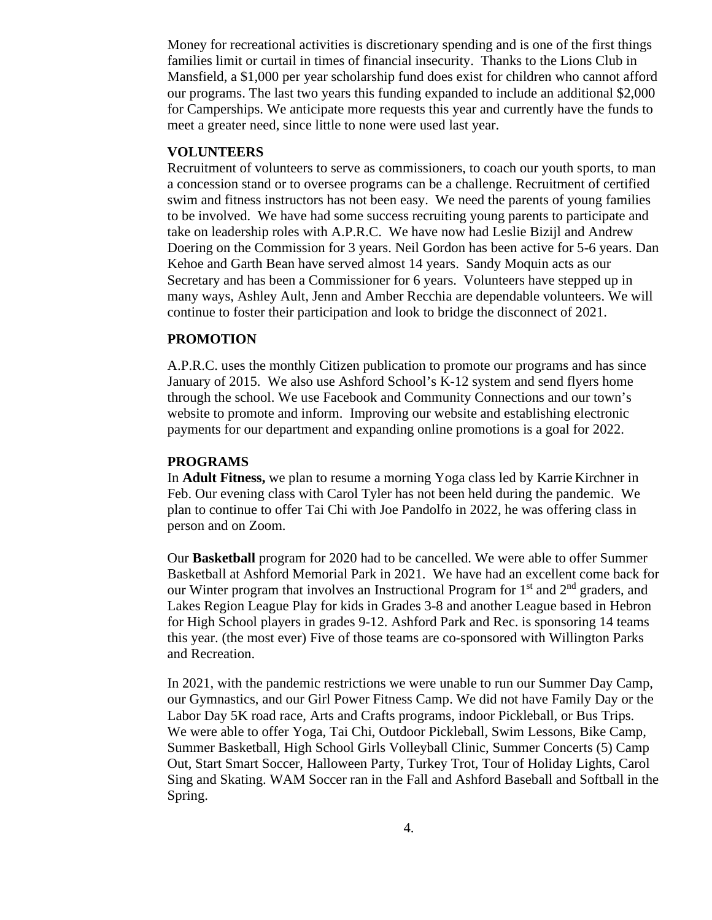Money for recreational activities is discretionary spending and is one of the first things families limit or curtail in times of financial insecurity. Thanks to the Lions Club in Mansfield, a $1,000 per year scholarship fund does exist for children who cannot afford our programs. The last two years this funding expanded to include an additional $2,000 for Camperships. We anticipate more requests this year and currently have the funds to meet a greater need, since little to none were used last year.

**VOLUNTEERS**

Recruitment of volunteers to serve as commissioners, to coach our youth sports, to man a concession stand or to oversee programs can be a challenge. Recruitment of certified swim and fitness instructors has not been easy. We need the parents of young families to be involved. We have had some success recruiting young parents to participate and take on leadership roles with A.P.R.C. We have now had Leslie Bizijl and Andrew Doering on the Commission for 3 years. Neil Gordon has been active for 5-6 years. Dan Kehoe and Garth Bean have served almost 14 years. Sandy Moquin acts as our Secretary and has been a Commissioner for 6 years. Volunteers have stepped up in many ways, Ashley Ault, Jenn and Amber Recchia are dependable volunteers. We will continue to foster their participation and look to bridge the disconnect of 2021.

**PROMOTION**

A.P.R.C. uses the monthly Citizen publication to promote our programs and has since January of 2015. We also use Ashford School's K-12 system and send flyers home through the school. We use Facebook and Community Connections and our town's website to promote and inform. Improving our website and establishing electronic payments for our department and expanding online promotions is a goal for 2022.

**PROGRAMS**

In **Adult Fitness,** we plan to resume a morning Yoga class led by Karrie Kirchner in Feb. Our evening class with Carol Tyler has not been held during the pandemic. We plan to continue to offer Tai Chi with Joe Pandolfo in 2022, he was offering class in person and on Zoom.

Our **Basketball** program for 2020 had to be cancelled. We were able to offer Summer Basketball at Ashford Memorial Park in 2021. We have had an excellent come back for our Winter program that involves an Instructional Program for 1st and 2nd graders, and Lakes Region League Play for kids in Grades 3-8 and another League based in Hebron for High School players in grades 9-12. Ashford Park and Rec. is sponsoring 14 teams this year. (the most ever) Five of those teams are co-sponsored with Willington Parks and Recreation.

In 2021, with the pandemic restrictions we were unable to run our Summer Day Camp, our Gymnastics, and our Girl Power Fitness Camp. We did not have Family Day or the Labor Day 5K road race, Arts and Crafts programs, indoor Pickleball, or Bus Trips. We were able to offer Yoga, Tai Chi, Outdoor Pickleball, Swim Lessons, Bike Camp, Summer Basketball, High School Girls Volleyball Clinic, Summer Concerts (5) Camp Out, Start Smart Soccer, Halloween Party, Turkey Trot, Tour of Holiday Lights, Carol Sing and Skating. WAM Soccer ran in the Fall and Ashford Baseball and Softball in the Spring.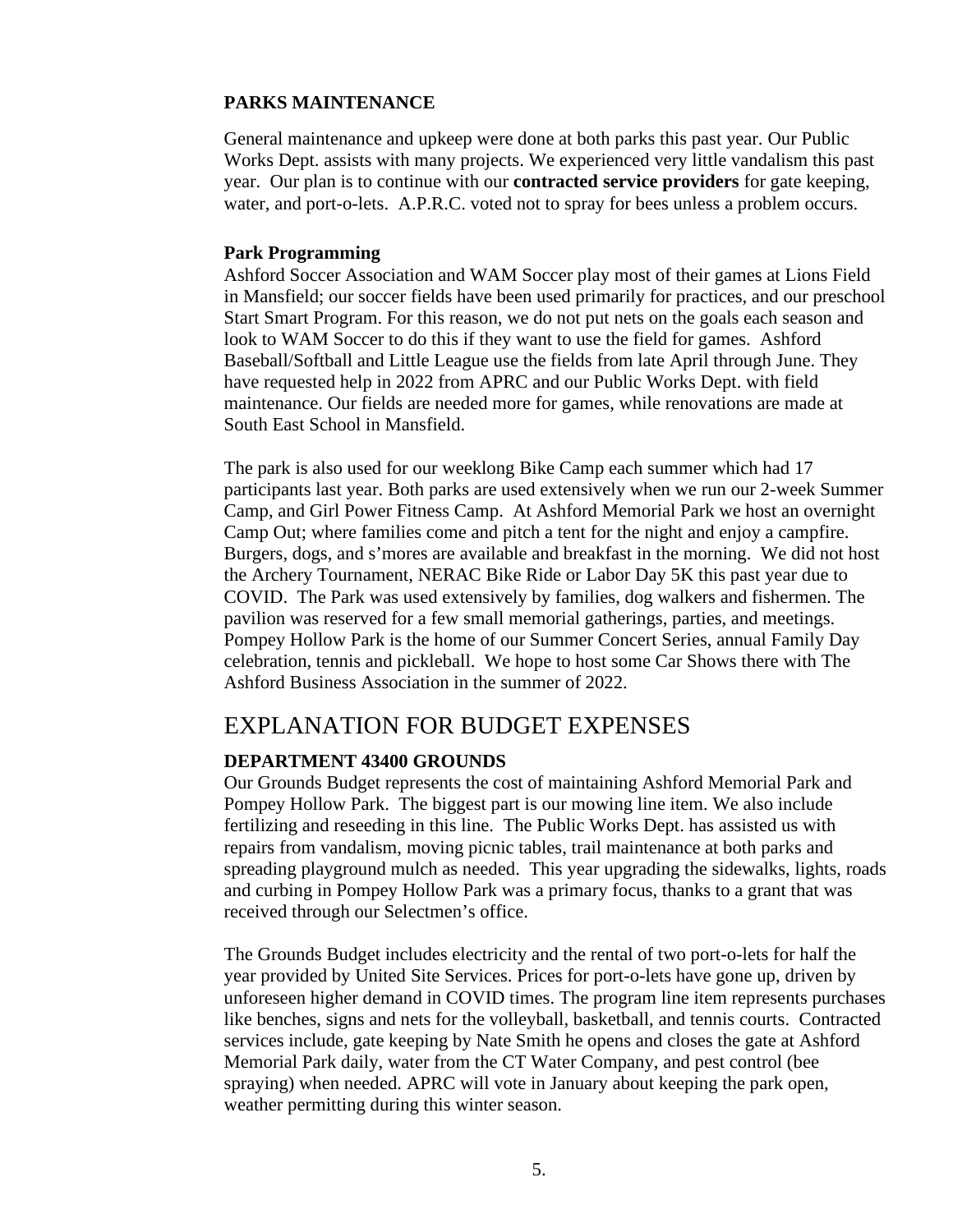**PARKS MAINTENANCE**

General maintenance and upkeep were done at both parks this past year. Our Public Works Dept. assists with many projects. We experienced very little vandalism this past year. Our plan is to continue with our **contracted service providers** for gate keeping, water, and port-o-lets. A.P.R.C. voted not to spray for bees unless a problem occurs.

**Park Programming**

Ashford Soccer Association and WAM Soccer play most of their games at Lions Field in Mansfield; our soccer fields have been used primarily for practices, and our preschool Start Smart Program. For this reason, we do not put nets on the goals each season and look to WAM Soccer to do this if they want to use the field for games. Ashford Baseball/Softball and Little League use the fields from late April through June. They have requested help in 2022 from APRC and our Public Works Dept. with field maintenance. Our fields are needed more for games, while renovations are made at South East School in Mansfield.

The park is also used for our weeklong Bike Camp each summer which had 17 participants last year. Both parks are used extensively when we run our 2-week Summer Camp, and Girl Power Fitness Camp. At Ashford Memorial Park we host an overnight Camp Out; where families come and pitch a tent for the night and enjoy a campfire. Burgers, dogs, and s'mores are available and breakfast in the morning. We did not host the Archery Tournament, NERAC Bike Ride or Labor Day 5K this past year due to COVID. The Park was used extensively by families, dog walkers and fishermen. The pavilion was reserved for a few small memorial gatherings, parties, and meetings. Pompey Hollow Park is the home of our Summer Concert Series, annual Family Day celebration, tennis and pickleball. We hope to host some Car Shows there with The Ashford Business Association in the summer of 2022.

## EXPLANATION FOR BUDGET EXPENSES

**DEPARTMENT 43400 GROUNDS**

Our Grounds Budget represents the cost of maintaining Ashford Memorial Park and Pompey Hollow Park. The biggest part is our mowing line item. We also include fertilizing and reseeding in this line. The Public Works Dept. has assisted us with repairs from vandalism, moving picnic tables, trail maintenance at both parks and spreading playground mulch as needed. This year upgrading the sidewalks, lights, roads and curbing in Pompey Hollow Park was a primary focus, thanks to a grant that was received through our Selectmen's office.

The Grounds Budget includes electricity and the rental of two port-o-lets for half the year provided by United Site Services. Prices for port-o-lets have gone up, driven by unforeseen higher demand in COVID times. The program line item represents purchases like benches, signs and nets for the volleyball, basketball, and tennis courts. Contracted services include, gate keeping by Nate Smith he opens and closes the gate at Ashford Memorial Park daily, water from the CT Water Company, and pest control (bee spraying) when needed. APRC will vote in January about keeping the park open, weather permitting during this winter season.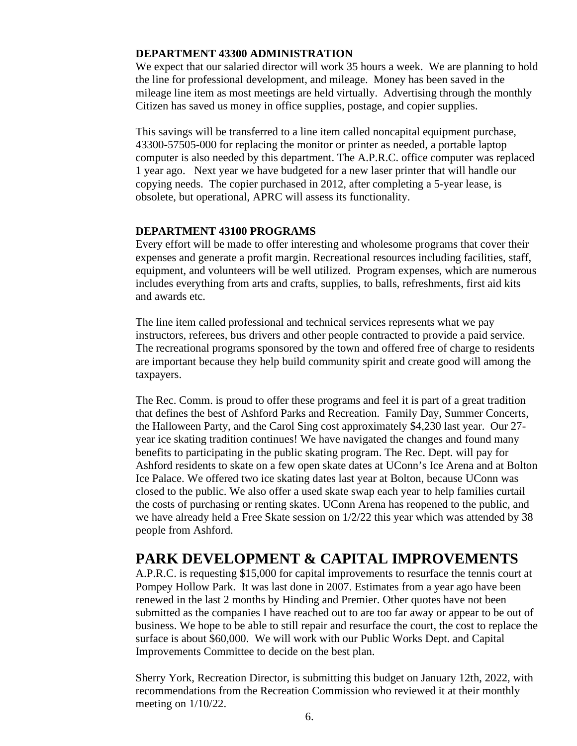**DEPARTMENT 43300 ADMINISTRATION**

We expect that our salaried director will work 35 hours a week. We are planning to hold the line for professional development, and mileage. Money has been saved in the mileage line item as most meetings are held virtually. Advertising through the monthly Citizen has saved us money in office supplies, postage, and copier supplies.

This savings will be transferred to a line item called noncapital equipment purchase, 43300-57505-000 for replacing the monitor or printer as needed, a portable laptop computer is also needed by this department. The A.P.R.C. office computer was replaced 1 year ago. Next year we have budgeted for a new laser printer that will handle our copying needs. The copier purchased in 2012, after completing a 5-year lease, is obsolete, but operational, APRC will assess its functionality.

**DEPARTMENT 43100 PROGRAMS**

Every effort will be made to offer interesting and wholesome programs that cover their expenses and generate a profit margin. Recreational resources including facilities, staff, equipment, and volunteers will be well utilized. Program expenses, which are numerous includes everything from arts and crafts, supplies, to balls, refreshments, first aid kits and awards etc.

The line item called professional and technical services represents what we pay instructors, referees, bus drivers and other people contracted to provide a paid service. The recreational programs sponsored by the town and offered free of charge to residents are important because they help build community spirit and create good will among the taxpayers.

The Rec. Comm. is proud to offer these programs and feel it is part of a great tradition that defines the best of Ashford Parks and Recreation. Family Day, Summer Concerts, the Halloween Party, and the Carol Sing cost approximately $4,230 last year. Our 27-year ice skating tradition continues! We have navigated the changes and found many benefits to participating in the public skating program. The Rec. Dept. will pay for Ashford residents to skate on a few open skate dates at UConn's Ice Arena and at Bolton Ice Palace. We offered two ice skating dates last year at Bolton, because UConn was closed to the public. We also offer a used skate swap each year to help families curtail the costs of purchasing or renting skates. UConn Arena has reopened to the public, and we have already held a Free Skate session on 1/2/22 this year which was attended by 38 people from Ashford.

## PARK DEVELOPMENT & CAPITAL IMPROVEMENTS

A.P.R.C. is requesting $15,000 for capital improvements to resurface the tennis court at Pompey Hollow Park. It was last done in 2007. Estimates from a year ago have been renewed in the last 2 months by Hinding and Premier. Other quotes have not been submitted as the companies I have reached out to are too far away or appear to be out of business. We hope to be able to still repair and resurface the court, the cost to replace the surface is about $60,000. We will work with our Public Works Dept. and Capital Improvements Committee to decide on the best plan.

Sherry York, Recreation Director, is submitting this budget on January 12th, 2022, with recommendations from the Recreation Commission who reviewed it at their monthly meeting on 1/10/22.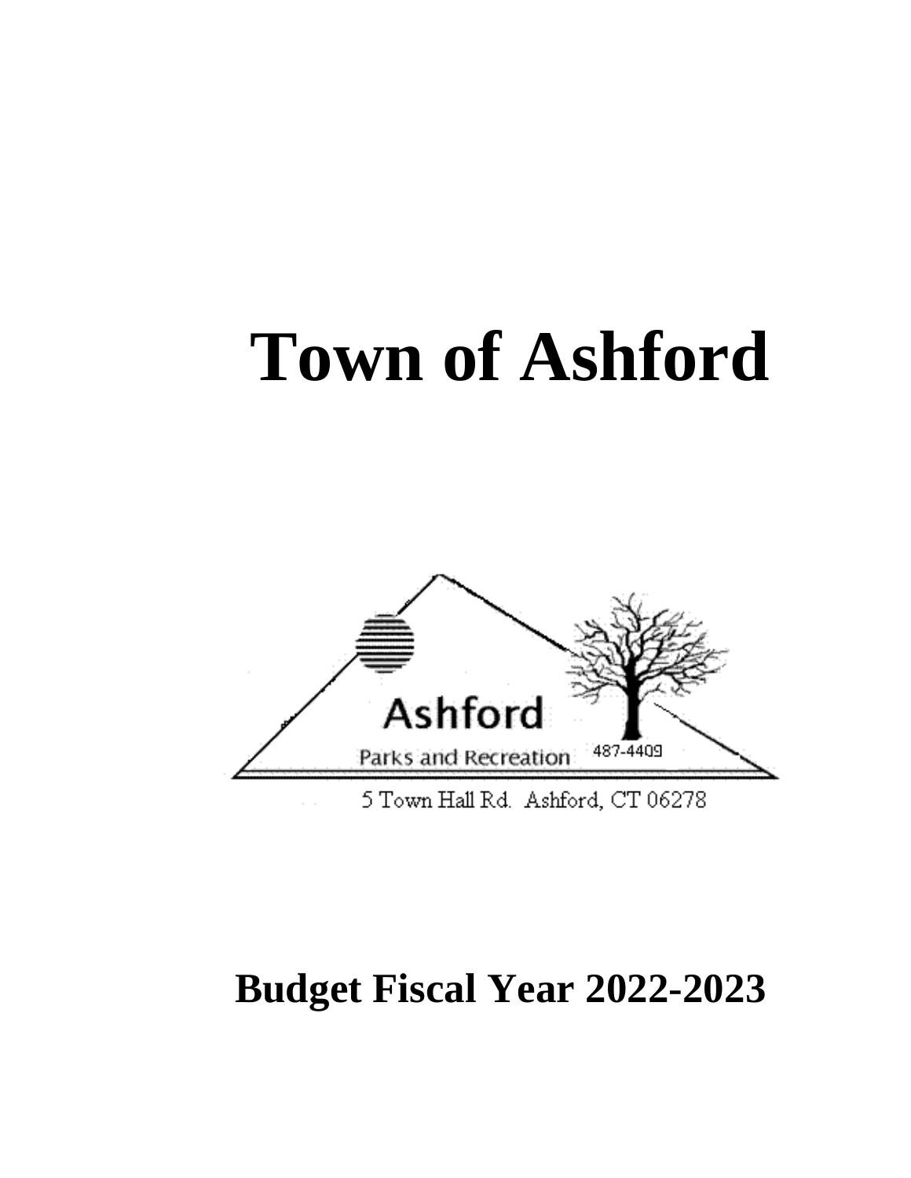# Town of Ashford

Ashford

Parks and Recreation 487-4409

5 Town Hall Rd. Ashford, CT 06278

## Budget Fiscal Year 2022-2023